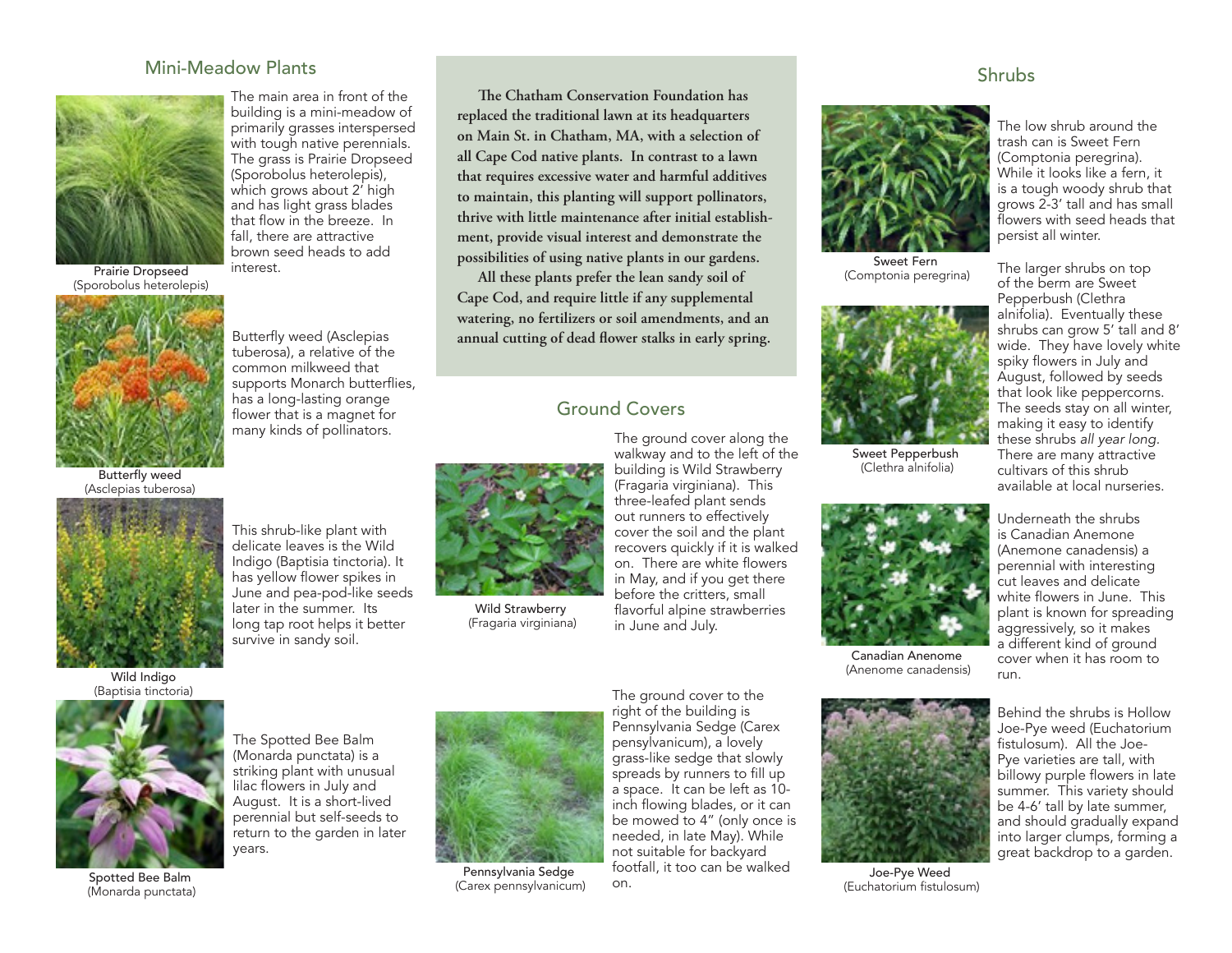The Chatham Conservation Foundation has replaced the traditional lawn at its headquarters on Main St. in Chatham, MA, with a selection of all Cape Cod native plants. In contrast to a lawn that requires excessive water and harmful additives to maintain, this planting will support pollinators, thrive with little maintenance after initial establishment, provide visual interest and demonstrate the possibilities of using native plants in our gardens.

All these plants prefer the lean sandy soil of Cape Cod, and require little if any supplemental watering, no fertilizers or soil amendments, and an annual cutting of dead flower stalks in early spring.

## Mini-Meadow Plants

Prairie Dropseed
(Sporobolus heterolepis)

The main area in front of the building is a mini-meadow of primarily grasses interspersed with tough native perennials. The grass is Prairie Dropseed (Sporobolus heterolepis), which grows about 2' high and has light grass blades that flow in the breeze. In fall, there are attractive brown seed heads to add interest.

Butterfly weed
(Asclepias tuberosa)

Butterfly weed (Asclepias tuberosa), a relative of the common milkweed that supports Monarch butterflies, has a long-lasting orange flower that is a magnet for many kinds of pollinators.

Wild Indigo
(Baptisia tinctoria)

This shrub-like plant with delicate leaves is the Wild Indigo (Baptisia tinctoria). It has yellow flower spikes in June and pea-pod-like seeds later in the summer. Its long tap root helps it better survive in sandy soil.

Spotted Bee Balm
(Monarda punctata)

The Spotted Bee Balm (Monarda punctata) is a striking plant with unusual lilac flowers in July and August. It is a short-lived perennial but self-seeds to return to the garden in later years.

## Ground Covers

Wild Strawberry
(Fragaria virginiana)

The ground cover along the walkway and to the left of the building is Wild Strawberry (Fragaria virginiana). This three-leafed plant sends out runners to effectively cover the soil and the plant recovers quickly if it is walked on. There are white flowers in May, and if you get there before the critters, small flavorful alpine strawberries in June and July.

Pennsylvania Sedge
(Carex pennsylvanicum)

The ground cover to the right of the building is Pennsylvania Sedge (Carex pensylvanicum), a lovely grass-like sedge that slowly spreads by runners to fill up a space. It can be left as 10-inch flowing blades, or it can be mowed to 4" (only once is needed, in late May). While not suitable for backyard footfall, it too can be walked on.

## Shrubs

Sweet Fern
(Comptonia peregrina)

The low shrub around the trash can is Sweet Fern (Comptonia peregrina). While it looks like a fern, it is a tough woody shrub that grows 2-3' tall and has small flowers with seed heads that persist all winter.

Sweet Pepperbush
(Clethra alnifolia)

The larger shrubs on top of the berm are Sweet Pepperbush (Clethra alnifolia). Eventually these shrubs can grow 5' tall and 8' wide. They have lovely white spiky flowers in July and August, followed by seeds that look like peppercorns. The seeds stay on all winter, making it easy to identify these shrubs *all year long*. There are many attractive cultivars of this shrub available at local nurseries.

Canadian Anemone
(Anemone canadensis)

Underneath the shrubs is Canadian Anemone (Anemone canadensis) a perennial with interesting cut leaves and delicate white flowers in June. This plant is known for spreading aggressively, so it makes a different kind of ground cover when it has room to run.

Joe-Pye Weed
(Euchatorium fistulosum)

Behind the shrubs is Hollow Joe-Pye weed (Euchatorium fistulosum). All the Joe-Pye varieties are tall, with billowy purple flowers in late summer. This variety should be 4-6' tall by late summer, and should gradually expand into larger clumps, forming a great backdrop to a garden.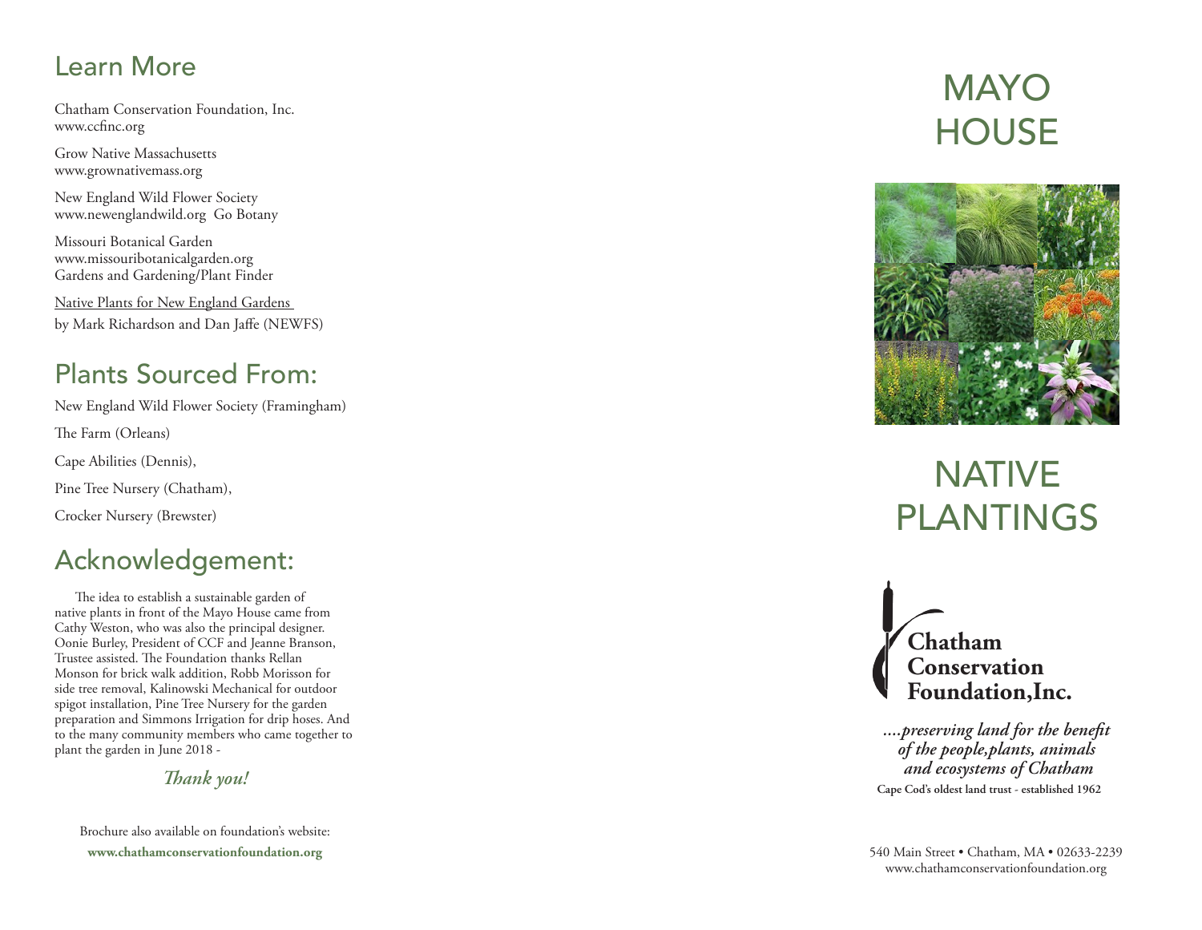## Learn More

Chatham Conservation Foundation, Inc.
www.ccfinc.org

Grow Native Massachusetts
www.grownativemass.org

New England Wild Flower Society
www.newenglandwild.org Go Botany

Missouri Botanical Garden
www.missouribotanicalgarden.org
Gardens and Gardening/Plant Finder

Native Plants for New England Gardens
by Mark Richardson and Dan Jaffe (NEWFS)

## Plants Sourced From:

New England Wild Flower Society (Framingham)

The Farm (Orleans)

Cape Abilities (Dennis),

Pine Tree Nursery (Chatham),

Crocker Nursery (Brewster)

## Acknowledgement:

The idea to establish a sustainable garden of native plants in front of the Mayo House came from Cathy Weston, who was also the principal designer. Oonie Burley, President of CCF and Jeanne Branson, Trustee assisted. The Foundation thanks Rellan Monson for brick walk addition, Robb Morisson for side tree removal, Kalinowski Mechanical for outdoor spigot installation, Pine Tree Nursery for the garden preparation and Simmons Irrigation for drip hoses. And to the many community members who came together to plant the garden in June 2018 -

*Thank you!*

Brochure also available on foundation's website:
**www.chathamconservationfoundation.org**

# MAYO HOUSE

# NATIVE PLANTINGS

**Chatham Conservation Foundation,Inc.**

***....preserving land for the benefit of the people,plants, animals and ecosystems of Chatham***

**Cape Cod's oldest land trust - established 1962**

540 Main Street • Chatham, MA • 02633-2239
www.chathamconservationfoundation.org